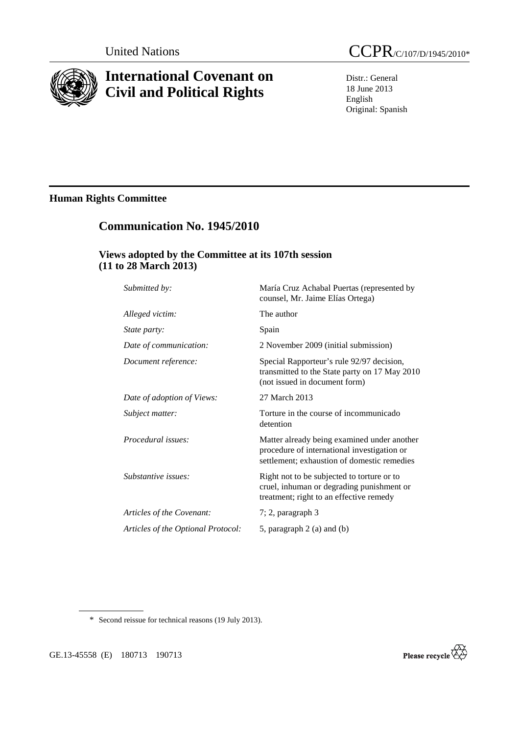United Nations CCPR/C/107/D/1945/2010*

# International Covenant on Civil and Political Rights

Distr.: General
18 June 2013
English
Original: Spanish

## Human Rights Committee

## Communication No. 1945/2010

### Views adopted by the Committee at its 107th session (11 to 28 March 2013)

| | |
|---|---|
| *Submitted by:* | María Cruz Achabal Puertas (represented by counsel, Mr. Jaime Elías Ortega) |
| *Alleged victim:* | The author |
| *State party:* | Spain |
| *Date of communication:* | 2 November 2009 (initial submission) |
| *Document reference:* | Special Rapporteur's rule 92/97 decision, transmitted to the State party on 17 May 2010 (not issued in document form) |
| *Date of adoption of Views:* | 27 March 2013 |
| *Subject matter:* | Torture in the course of incommunicado detention |
| *Procedural issues:* | Matter already being examined under another procedure of international investigation or settlement; exhaustion of domestic remedies |
| *Substantive issues:* | Right not to be subjected to torture or to cruel, inhuman or degrading punishment or treatment; right to an effective remedy |
| *Articles of the Covenant:* | 7; 2, paragraph 3 |
| *Articles of the Optional Protocol:* | 5, paragraph 2 (a) and (b) |

\* Second reissue for technical reasons (19 July 2013).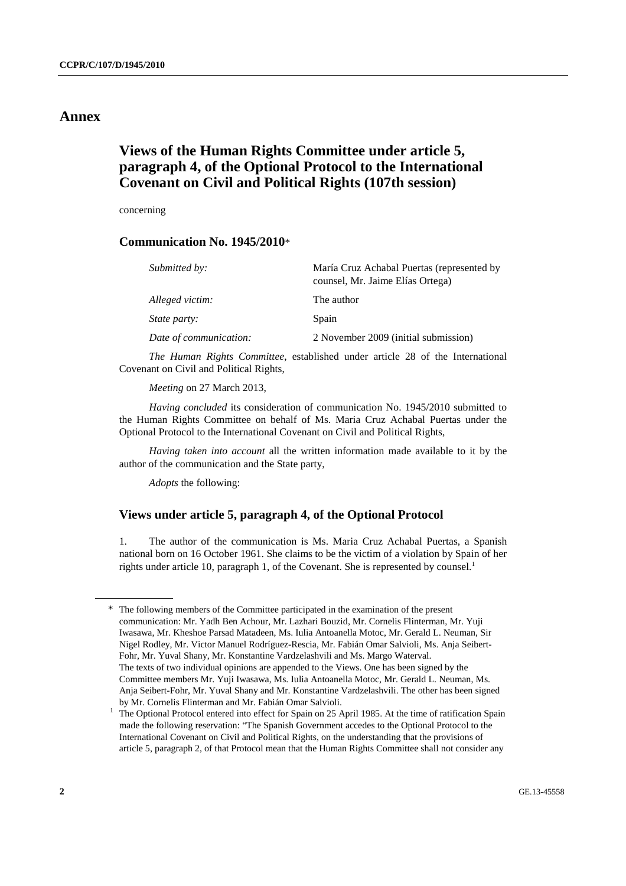# Annex

## Views of the Human Rights Committee under article 5, paragraph 4, of the Optional Protocol to the International Covenant on Civil and Political Rights (107th session)

concerning

### Communication No. 1945/2010*

| | |
|---|---|
| *Submitted by:* | María Cruz Achabal Puertas (represented by counsel, Mr. Jaime Elías Ortega) |
| *Alleged victim:* | The author |
| *State party:* | Spain |
| *Date of communication:* | 2 November 2009 (initial submission) |

*The Human Rights Committee*, established under article 28 of the International Covenant on Civil and Political Rights,

*Meeting* on 27 March 2013,

*Having concluded* its consideration of communication No. 1945/2010 submitted to the Human Rights Committee on behalf of Ms. Maria Cruz Achabal Puertas under the Optional Protocol to the International Covenant on Civil and Political Rights,

*Having taken into account* all the written information made available to it by the author of the communication and the State party,

*Adopts* the following:

### Views under article 5, paragraph 4, of the Optional Protocol

1. The author of the communication is Ms. Maria Cruz Achabal Puertas, a Spanish national born on 16 October 1961. She claims to be the victim of a violation by Spain of her rights under article 10, paragraph 1, of the Covenant. She is represented by counsel.[1]

---

\* The following members of the Committee participated in the examination of the present communication: Mr. Yadh Ben Achour, Mr. Lazhari Bouzid, Mr. Cornelis Flinterman, Mr. Yuji Iwasawa, Mr. Kheshoe Parsad Matadeen, Ms. Iulia Antoanella Motoc, Mr. Gerald L. Neuman, Sir Nigel Rodley, Mr. Victor Manuel Rodríguez-Rescia, Mr. Fabián Omar Salvioli, Ms. Anja Seibert-Fohr, Mr. Yuval Shany, Mr. Konstantine Vardzelashvili and Ms. Margo Waterval.
The texts of two individual opinions are appended to the Views. One has been signed by the Committee members Mr. Yuji Iwasawa, Ms. Iulia Antoanella Motoc, Mr. Gerald L. Neuman, Ms. Anja Seibert-Fohr, Mr. Yuval Shany and Mr. Konstantine Vardzelashvili. The other has been signed by Mr. Cornelis Flinterman and Mr. Fabián Omar Salvioli.

[1] The Optional Protocol entered into effect for Spain on 25 April 1985. At the time of ratification Spain made the following reservation: "The Spanish Government accedes to the Optional Protocol to the International Covenant on Civil and Political Rights, on the understanding that the provisions of article 5, paragraph 2, of that Protocol mean that the Human Rights Committee shall not consider any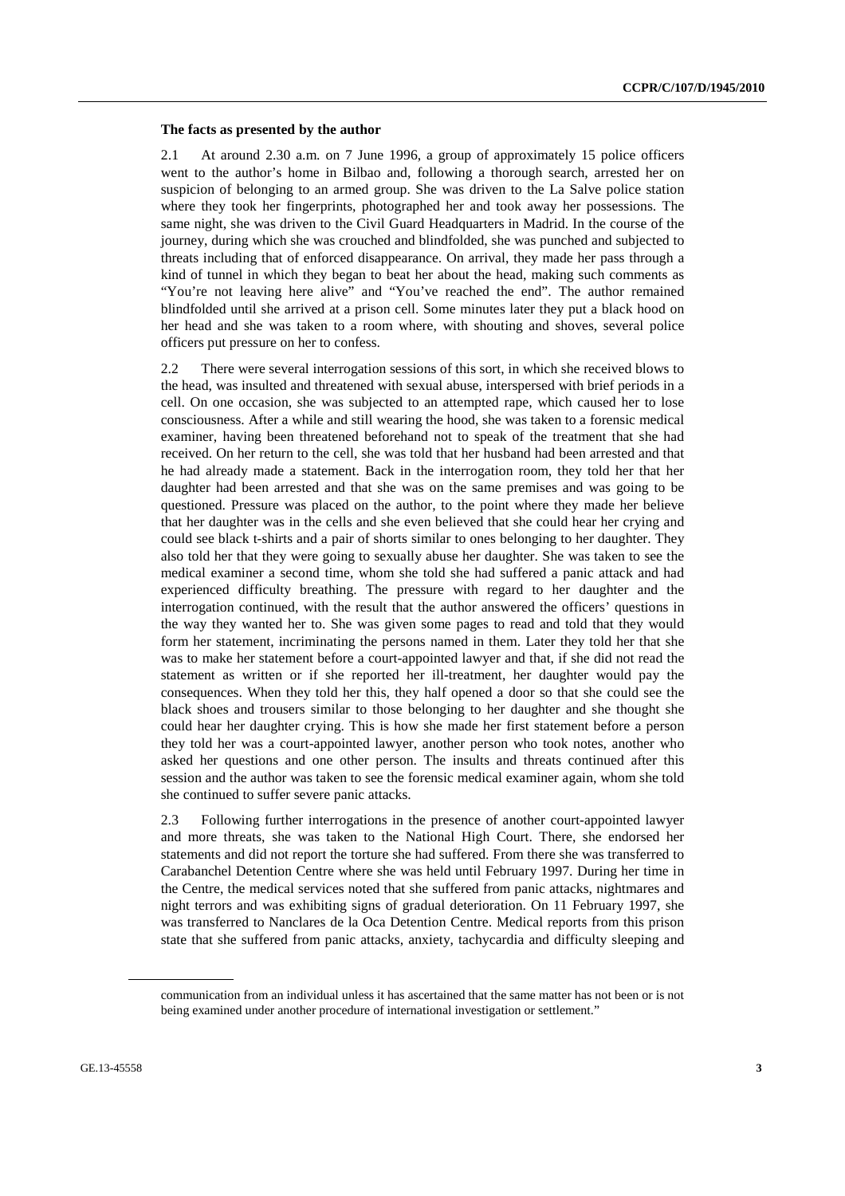### The facts as presented by the author

2.1 At around 2.30 a.m. on 7 June 1996, a group of approximately 15 police officers went to the author's home in Bilbao and, following a thorough search, arrested her on suspicion of belonging to an armed group. She was driven to the La Salve police station where they took her fingerprints, photographed her and took away her possessions. The same night, she was driven to the Civil Guard Headquarters in Madrid. In the course of the journey, during which she was crouched and blindfolded, she was punched and subjected to threats including that of enforced disappearance. On arrival, they made her pass through a kind of tunnel in which they began to beat her about the head, making such comments as "You're not leaving here alive" and "You've reached the end". The author remained blindfolded until she arrived at a prison cell. Some minutes later they put a black hood on her head and she was taken to a room where, with shouting and shoves, several police officers put pressure on her to confess.

2.2 There were several interrogation sessions of this sort, in which she received blows to the head, was insulted and threatened with sexual abuse, interspersed with brief periods in a cell. On one occasion, she was subjected to an attempted rape, which caused her to lose consciousness. After a while and still wearing the hood, she was taken to a forensic medical examiner, having been threatened beforehand not to speak of the treatment that she had received. On her return to the cell, she was told that her husband had been arrested and that he had already made a statement. Back in the interrogation room, they told her that her daughter had been arrested and that she was on the same premises and was going to be questioned. Pressure was placed on the author, to the point where they made her believe that her daughter was in the cells and she even believed that she could hear her crying and could see black t-shirts and a pair of shorts similar to ones belonging to her daughter. They also told her that they were going to sexually abuse her daughter. She was taken to see the medical examiner a second time, whom she told she had suffered a panic attack and had experienced difficulty breathing. The pressure with regard to her daughter and the interrogation continued, with the result that the author answered the officers' questions in the way they wanted her to. She was given some pages to read and told that they would form her statement, incriminating the persons named in them. Later they told her that she was to make her statement before a court-appointed lawyer and that, if she did not read the statement as written or if she reported her ill-treatment, her daughter would pay the consequences. When they told her this, they half opened a door so that she could see the black shoes and trousers similar to those belonging to her daughter and she thought she could hear her daughter crying. This is how she made her first statement before a person they told her was a court-appointed lawyer, another person who took notes, another who asked her questions and one other person. The insults and threats continued after this session and the author was taken to see the forensic medical examiner again, whom she told she continued to suffer severe panic attacks.

2.3 Following further interrogations in the presence of another court-appointed lawyer and more threats, she was taken to the National High Court. There, she endorsed her statements and did not report the torture she had suffered. From there she was transferred to Carabanchel Detention Centre where she was held until February 1997. During her time in the Centre, the medical services noted that she suffered from panic attacks, nightmares and night terrors and was exhibiting signs of gradual deterioration. On 11 February 1997, she was transferred to Nanclares de la Oca Detention Centre. Medical reports from this prison state that she suffered from panic attacks, anxiety, tachycardia and difficulty sleeping and

communication from an individual unless it has ascertained that the same matter has not been or is not being examined under another procedure of international investigation or settlement."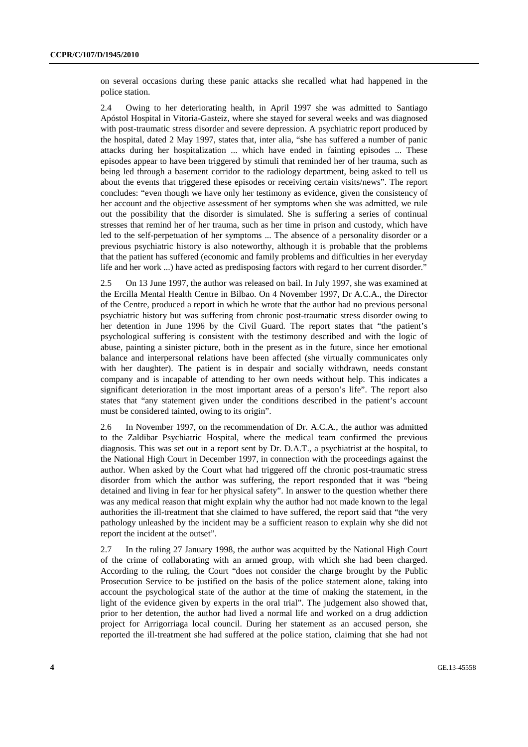on several occasions during these panic attacks she recalled what had happened in the police station.

2.4 Owing to her deteriorating health, in April 1997 she was admitted to Santiago Apóstol Hospital in Vitoria-Gasteiz, where she stayed for several weeks and was diagnosed with post-traumatic stress disorder and severe depression. A psychiatric report produced by the hospital, dated 2 May 1997, states that, inter alia, "she has suffered a number of panic attacks during her hospitalization ... which have ended in fainting episodes ... These episodes appear to have been triggered by stimuli that reminded her of her trauma, such as being led through a basement corridor to the radiology department, being asked to tell us about the events that triggered these episodes or receiving certain visits/news". The report concludes: "even though we have only her testimony as evidence, given the consistency of her account and the objective assessment of her symptoms when she was admitted, we rule out the possibility that the disorder is simulated. She is suffering a series of continual stresses that remind her of her trauma, such as her time in prison and custody, which have led to the self-perpetuation of her symptoms ... The absence of a personality disorder or a previous psychiatric history is also noteworthy, although it is probable that the problems that the patient has suffered (economic and family problems and difficulties in her everyday life and her work ...) have acted as predisposing factors with regard to her current disorder."

2.5 On 13 June 1997, the author was released on bail. In July 1997, she was examined at the Ercilla Mental Health Centre in Bilbao. On 4 November 1997, Dr A.C.A., the Director of the Centre, produced a report in which he wrote that the author had no previous personal psychiatric history but was suffering from chronic post-traumatic stress disorder owing to her detention in June 1996 by the Civil Guard. The report states that "the patient's psychological suffering is consistent with the testimony described and with the logic of abuse, painting a sinister picture, both in the present as in the future, since her emotional balance and interpersonal relations have been affected (she virtually communicates only with her daughter). The patient is in despair and socially withdrawn, needs constant company and is incapable of attending to her own needs without help. This indicates a significant deterioration in the most important areas of a person's life". The report also states that "any statement given under the conditions described in the patient's account must be considered tainted, owing to its origin".

2.6 In November 1997, on the recommendation of Dr. A.C.A., the author was admitted to the Zaldibar Psychiatric Hospital, where the medical team confirmed the previous diagnosis. This was set out in a report sent by Dr. D.A.T., a psychiatrist at the hospital, to the National High Court in December 1997, in connection with the proceedings against the author. When asked by the Court what had triggered off the chronic post-traumatic stress disorder from which the author was suffering, the report responded that it was "being detained and living in fear for her physical safety". In answer to the question whether there was any medical reason that might explain why the author had not made known to the legal authorities the ill-treatment that she claimed to have suffered, the report said that "the very pathology unleashed by the incident may be a sufficient reason to explain why she did not report the incident at the outset".

2.7 In the ruling 27 January 1998, the author was acquitted by the National High Court of the crime of collaborating with an armed group, with which she had been charged. According to the ruling, the Court "does not consider the charge brought by the Public Prosecution Service to be justified on the basis of the police statement alone, taking into account the psychological state of the author at the time of making the statement, in the light of the evidence given by experts in the oral trial". The judgement also showed that, prior to her detention, the author had lived a normal life and worked on a drug addiction project for Arrigorriaga local council. During her statement as an accused person, she reported the ill-treatment she had suffered at the police station, claiming that she had not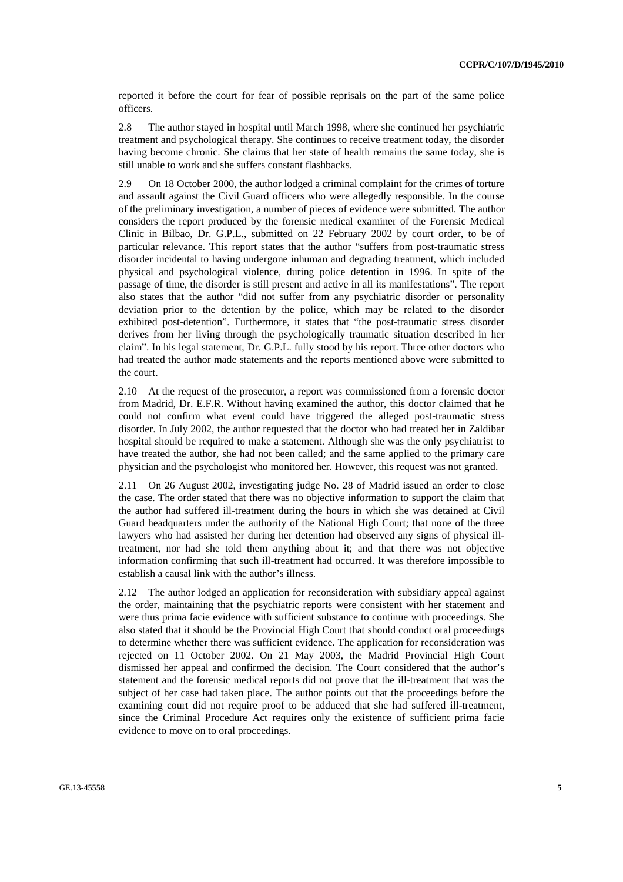reported it before the court for fear of possible reprisals on the part of the same police officers.

2.8 The author stayed in hospital until March 1998, where she continued her psychiatric treatment and psychological therapy. She continues to receive treatment today, the disorder having become chronic. She claims that her state of health remains the same today, she is still unable to work and she suffers constant flashbacks.

2.9 On 18 October 2000, the author lodged a criminal complaint for the crimes of torture and assault against the Civil Guard officers who were allegedly responsible. In the course of the preliminary investigation, a number of pieces of evidence were submitted. The author considers the report produced by the forensic medical examiner of the Forensic Medical Clinic in Bilbao, Dr. G.P.L., submitted on 22 February 2002 by court order, to be of particular relevance. This report states that the author "suffers from post-traumatic stress disorder incidental to having undergone inhuman and degrading treatment, which included physical and psychological violence, during police detention in 1996. In spite of the passage of time, the disorder is still present and active in all its manifestations". The report also states that the author "did not suffer from any psychiatric disorder or personality deviation prior to the detention by the police, which may be related to the disorder exhibited post-detention". Furthermore, it states that "the post-traumatic stress disorder derives from her living through the psychologically traumatic situation described in her claim". In his legal statement, Dr. G.P.L. fully stood by his report. Three other doctors who had treated the author made statements and the reports mentioned above were submitted to the court.

2.10 At the request of the prosecutor, a report was commissioned from a forensic doctor from Madrid, Dr. E.F.R. Without having examined the author, this doctor claimed that he could not confirm what event could have triggered the alleged post-traumatic stress disorder. In July 2002, the author requested that the doctor who had treated her in Zaldibar hospital should be required to make a statement. Although she was the only psychiatrist to have treated the author, she had not been called; and the same applied to the primary care physician and the psychologist who monitored her. However, this request was not granted.

2.11 On 26 August 2002, investigating judge No. 28 of Madrid issued an order to close the case. The order stated that there was no objective information to support the claim that the author had suffered ill-treatment during the hours in which she was detained at Civil Guard headquarters under the authority of the National High Court; that none of the three lawyers who had assisted her during her detention had observed any signs of physical ill-treatment, nor had she told them anything about it; and that there was not objective information confirming that such ill-treatment had occurred. It was therefore impossible to establish a causal link with the author's illness.

2.12 The author lodged an application for reconsideration with subsidiary appeal against the order, maintaining that the psychiatric reports were consistent with her statement and were thus prima facie evidence with sufficient substance to continue with proceedings. She also stated that it should be the Provincial High Court that should conduct oral proceedings to determine whether there was sufficient evidence. The application for reconsideration was rejected on 11 October 2002. On 21 May 2003, the Madrid Provincial High Court dismissed her appeal and confirmed the decision. The Court considered that the author's statement and the forensic medical reports did not prove that the ill-treatment that was the subject of her case had taken place. The author points out that the proceedings before the examining court did not require proof to be adduced that she had suffered ill-treatment, since the Criminal Procedure Act requires only the existence of sufficient prima facie evidence to move on to oral proceedings.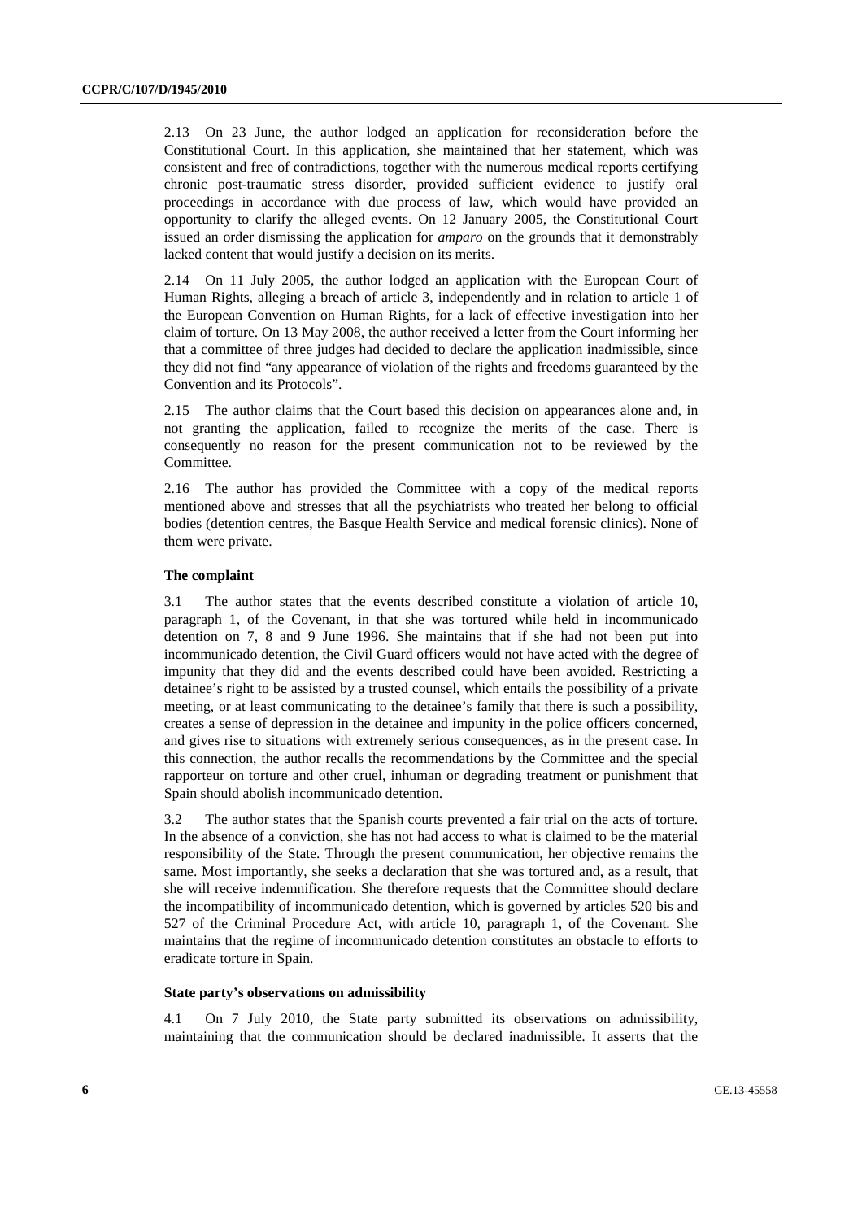2.13 On 23 June, the author lodged an application for reconsideration before the Constitutional Court. In this application, she maintained that her statement, which was consistent and free of contradictions, together with the numerous medical reports certifying chronic post-traumatic stress disorder, provided sufficient evidence to justify oral proceedings in accordance with due process of law, which would have provided an opportunity to clarify the alleged events. On 12 January 2005, the Constitutional Court issued an order dismissing the application for *amparo* on the grounds that it demonstrably lacked content that would justify a decision on its merits.

2.14 On 11 July 2005, the author lodged an application with the European Court of Human Rights, alleging a breach of article 3, independently and in relation to article 1 of the European Convention on Human Rights, for a lack of effective investigation into her claim of torture. On 13 May 2008, the author received a letter from the Court informing her that a committee of three judges had decided to declare the application inadmissible, since they did not find "any appearance of violation of the rights and freedoms guaranteed by the Convention and its Protocols".

2.15 The author claims that the Court based this decision on appearances alone and, in not granting the application, failed to recognize the merits of the case. There is consequently no reason for the present communication not to be reviewed by the Committee.

2.16 The author has provided the Committee with a copy of the medical reports mentioned above and stresses that all the psychiatrists who treated her belong to official bodies (detention centres, the Basque Health Service and medical forensic clinics). None of them were private.

### The complaint

3.1 The author states that the events described constitute a violation of article 10, paragraph 1, of the Covenant, in that she was tortured while held in incommunicado detention on 7, 8 and 9 June 1996. She maintains that if she had not been put into incommunicado detention, the Civil Guard officers would not have acted with the degree of impunity that they did and the events described could have been avoided. Restricting a detainee's right to be assisted by a trusted counsel, which entails the possibility of a private meeting, or at least communicating to the detainee's family that there is such a possibility, creates a sense of depression in the detainee and impunity in the police officers concerned, and gives rise to situations with extremely serious consequences, as in the present case. In this connection, the author recalls the recommendations by the Committee and the special rapporteur on torture and other cruel, inhuman or degrading treatment or punishment that Spain should abolish incommunicado detention.

3.2 The author states that the Spanish courts prevented a fair trial on the acts of torture. In the absence of a conviction, she has not had access to what is claimed to be the material responsibility of the State. Through the present communication, her objective remains the same. Most importantly, she seeks a declaration that she was tortured and, as a result, that she will receive indemnification. She therefore requests that the Committee should declare the incompatibility of incommunicado detention, which is governed by articles 520 bis and 527 of the Criminal Procedure Act, with article 10, paragraph 1, of the Covenant. She maintains that the regime of incommunicado detention constitutes an obstacle to efforts to eradicate torture in Spain.

### State party's observations on admissibility

4.1 On 7 July 2010, the State party submitted its observations on admissibility, maintaining that the communication should be declared inadmissible. It asserts that the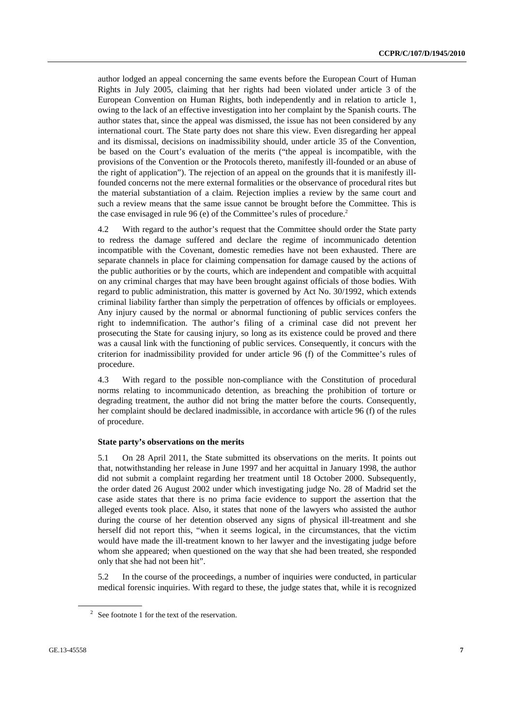author lodged an appeal concerning the same events before the European Court of Human Rights in July 2005, claiming that her rights had been violated under article 3 of the European Convention on Human Rights, both independently and in relation to article 1, owing to the lack of an effective investigation into her complaint by the Spanish courts. The author states that, since the appeal was dismissed, the issue has not been considered by any international court. The State party does not share this view. Even disregarding her appeal and its dismissal, decisions on inadmissibility should, under article 35 of the Convention, be based on the Court's evaluation of the merits ("the appeal is incompatible, with the provisions of the Convention or the Protocols thereto, manifestly ill-founded or an abuse of the right of application"). The rejection of an appeal on the grounds that it is manifestly ill-founded concerns not the mere external formalities or the observance of procedural rites but the material substantiation of a claim. Rejection implies a review by the same court and such a review means that the same issue cannot be brought before the Committee. This is the case envisaged in rule 96 (e) of the Committee's rules of procedure.[2]

4.2 With regard to the author's request that the Committee should order the State party to redress the damage suffered and declare the regime of incommunicado detention incompatible with the Covenant, domestic remedies have not been exhausted. There are separate channels in place for claiming compensation for damage caused by the actions of the public authorities or by the courts, which are independent and compatible with acquittal on any criminal charges that may have been brought against officials of those bodies. With regard to public administration, this matter is governed by Act No. 30/1992, which extends criminal liability farther than simply the perpetration of offences by officials or employees. Any injury caused by the normal or abnormal functioning of public services confers the right to indemnification. The author's filing of a criminal case did not prevent her prosecuting the State for causing injury, so long as its existence could be proved and there was a causal link with the functioning of public services. Consequently, it concurs with the criterion for inadmissibility provided for under article 96 (f) of the Committee's rules of procedure.

4.3 With regard to the possible non-compliance with the Constitution of procedural norms relating to incommunicado detention, as breaching the prohibition of torture or degrading treatment, the author did not bring the matter before the courts. Consequently, her complaint should be declared inadmissible, in accordance with article 96 (f) of the rules of procedure.

**State party's observations on the merits**

5.1 On 28 April 2011, the State submitted its observations on the merits. It points out that, notwithstanding her release in June 1997 and her acquittal in January 1998, the author did not submit a complaint regarding her treatment until 18 October 2000. Subsequently, the order dated 26 August 2002 under which investigating judge No. 28 of Madrid set the case aside states that there is no prima facie evidence to support the assertion that the alleged events took place. Also, it states that none of the lawyers who assisted the author during the course of her detention observed any signs of physical ill-treatment and she herself did not report this, "when it seems logical, in the circumstances, that the victim would have made the ill-treatment known to her lawyer and the investigating judge before whom she appeared; when questioned on the way that she had been treated, she responded only that she had not been hit".

5.2 In the course of the proceedings, a number of inquiries were conducted, in particular medical forensic inquiries. With regard to these, the judge states that, while it is recognized

[2] See footnote 1 for the text of the reservation.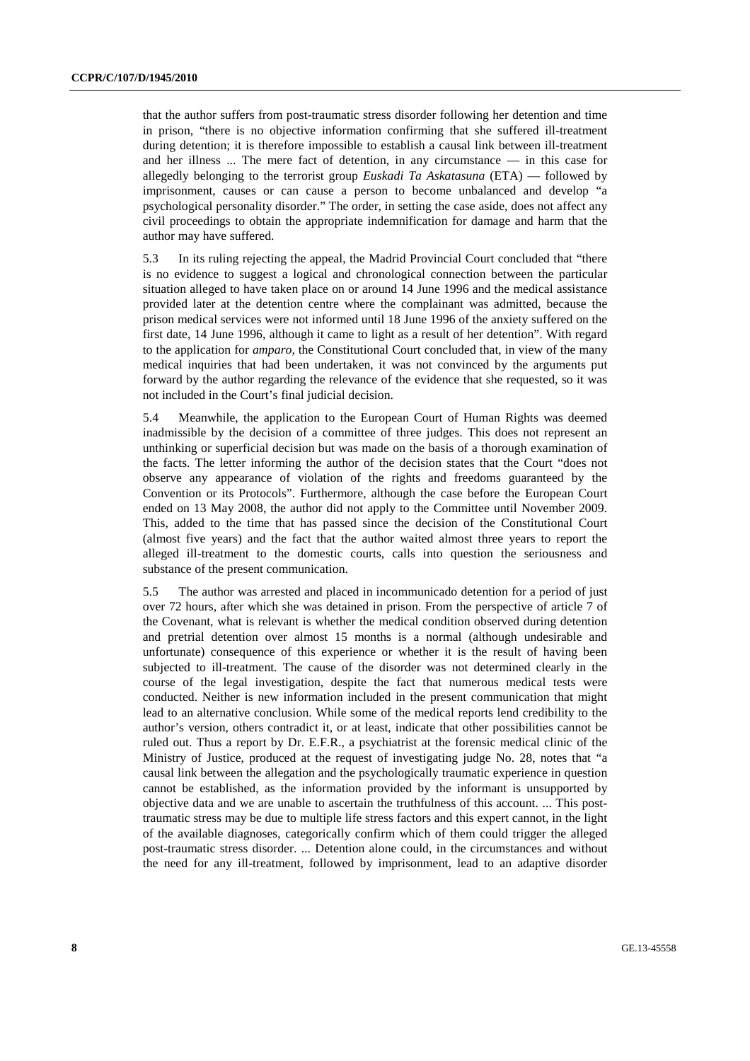that the author suffers from post-traumatic stress disorder following her detention and time in prison, "there is no objective information confirming that she suffered ill-treatment during detention; it is therefore impossible to establish a causal link between ill-treatment and her illness ... The mere fact of detention, in any circumstance — in this case for allegedly belonging to the terrorist group *Euskadi Ta Askatasuna* (ETA) — followed by imprisonment, causes or can cause a person to become unbalanced and develop "a psychological personality disorder." The order, in setting the case aside, does not affect any civil proceedings to obtain the appropriate indemnification for damage and harm that the author may have suffered.

5.3 In its ruling rejecting the appeal, the Madrid Provincial Court concluded that "there is no evidence to suggest a logical and chronological connection between the particular situation alleged to have taken place on or around 14 June 1996 and the medical assistance provided later at the detention centre where the complainant was admitted, because the prison medical services were not informed until 18 June 1996 of the anxiety suffered on the first date, 14 June 1996, although it came to light as a result of her detention". With regard to the application for *amparo*, the Constitutional Court concluded that, in view of the many medical inquiries that had been undertaken, it was not convinced by the arguments put forward by the author regarding the relevance of the evidence that she requested, so it was not included in the Court's final judicial decision.

5.4 Meanwhile, the application to the European Court of Human Rights was deemed inadmissible by the decision of a committee of three judges. This does not represent an unthinking or superficial decision but was made on the basis of a thorough examination of the facts. The letter informing the author of the decision states that the Court "does not observe any appearance of violation of the rights and freedoms guaranteed by the Convention or its Protocols". Furthermore, although the case before the European Court ended on 13 May 2008, the author did not apply to the Committee until November 2009. This, added to the time that has passed since the decision of the Constitutional Court (almost five years) and the fact that the author waited almost three years to report the alleged ill-treatment to the domestic courts, calls into question the seriousness and substance of the present communication.

5.5 The author was arrested and placed in incommunicado detention for a period of just over 72 hours, after which she was detained in prison. From the perspective of article 7 of the Covenant, what is relevant is whether the medical condition observed during detention and pretrial detention over almost 15 months is a normal (although undesirable and unfortunate) consequence of this experience or whether it is the result of having been subjected to ill-treatment. The cause of the disorder was not determined clearly in the course of the legal investigation, despite the fact that numerous medical tests were conducted. Neither is new information included in the present communication that might lead to an alternative conclusion. While some of the medical reports lend credibility to the author's version, others contradict it, or at least, indicate that other possibilities cannot be ruled out. Thus a report by Dr. E.F.R., a psychiatrist at the forensic medical clinic of the Ministry of Justice, produced at the request of investigating judge No. 28, notes that "a causal link between the allegation and the psychologically traumatic experience in question cannot be established, as the information provided by the informant is unsupported by objective data and we are unable to ascertain the truthfulness of this account. ... This post-traumatic stress may be due to multiple life stress factors and this expert cannot, in the light of the available diagnoses, categorically confirm which of them could trigger the alleged post-traumatic stress disorder. ... Detention alone could, in the circumstances and without the need for any ill-treatment, followed by imprisonment, lead to an adaptive disorder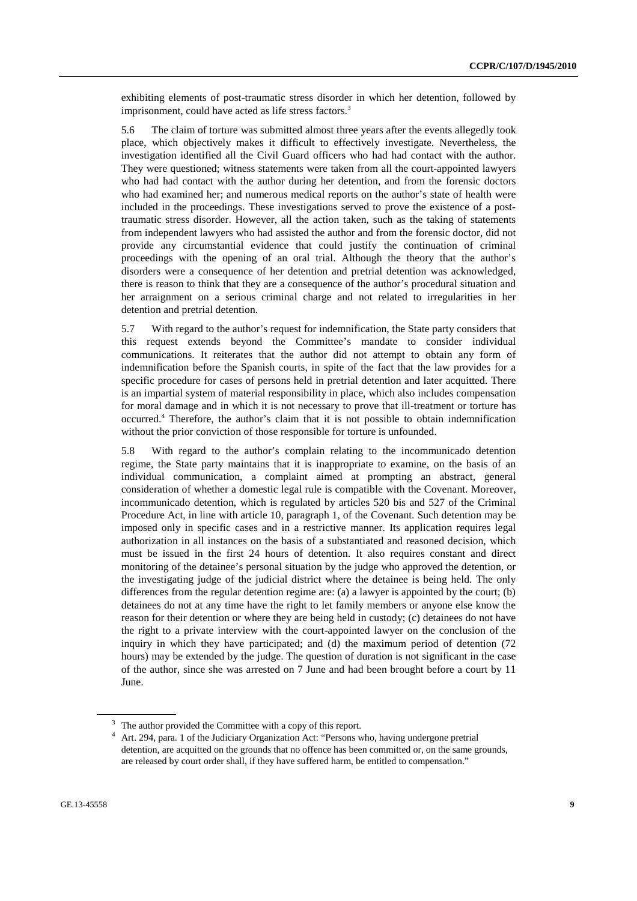exhibiting elements of post-traumatic stress disorder in which her detention, followed by imprisonment, could have acted as life stress factors.[3]

5.6 The claim of torture was submitted almost three years after the events allegedly took place, which objectively makes it difficult to effectively investigate. Nevertheless, the investigation identified all the Civil Guard officers who had had contact with the author. They were questioned; witness statements were taken from all the court-appointed lawyers who had had contact with the author during her detention, and from the forensic doctors who had examined her; and numerous medical reports on the author's state of health were included in the proceedings. These investigations served to prove the existence of a post-traumatic stress disorder. However, all the action taken, such as the taking of statements from independent lawyers who had assisted the author and from the forensic doctor, did not provide any circumstantial evidence that could justify the continuation of criminal proceedings with the opening of an oral trial. Although the theory that the author's disorders were a consequence of her detention and pretrial detention was acknowledged, there is reason to think that they are a consequence of the author's procedural situation and her arraignment on a serious criminal charge and not related to irregularities in her detention and pretrial detention.

5.7 With regard to the author's request for indemnification, the State party considers that this request extends beyond the Committee's mandate to consider individual communications. It reiterates that the author did not attempt to obtain any form of indemnification before the Spanish courts, in spite of the fact that the law provides for a specific procedure for cases of persons held in pretrial detention and later acquitted. There is an impartial system of material responsibility in place, which also includes compensation for moral damage and in which it is not necessary to prove that ill-treatment or torture has occurred.[4] Therefore, the author's claim that it is not possible to obtain indemnification without the prior conviction of those responsible for torture is unfounded.

5.8 With regard to the author's complain relating to the incommunicado detention regime, the State party maintains that it is inappropriate to examine, on the basis of an individual communication, a complaint aimed at prompting an abstract, general consideration of whether a domestic legal rule is compatible with the Covenant. Moreover, incommunicado detention, which is regulated by articles 520 bis and 527 of the Criminal Procedure Act, in line with article 10, paragraph 1, of the Covenant. Such detention may be imposed only in specific cases and in a restrictive manner. Its application requires legal authorization in all instances on the basis of a substantiated and reasoned decision, which must be issued in the first 24 hours of detention. It also requires constant and direct monitoring of the detainee's personal situation by the judge who approved the detention, or the investigating judge of the judicial district where the detainee is being held. The only differences from the regular detention regime are: (a) a lawyer is appointed by the court; (b) detainees do not at any time have the right to let family members or anyone else know the reason for their detention or where they are being held in custody; (c) detainees do not have the right to a private interview with the court-appointed lawyer on the conclusion of the inquiry in which they have participated; and (d) the maximum period of detention (72 hours) may be extended by the judge. The question of duration is not significant in the case of the author, since she was arrested on 7 June and had been brought before a court by 11 June.

---

[3] The author provided the Committee with a copy of this report.

[4] Art. 294, para. 1 of the Judiciary Organization Act: "Persons who, having undergone pretrial detention, are acquitted on the grounds that no offence has been committed or, on the same grounds, are released by court order shall, if they have suffered harm, be entitled to compensation."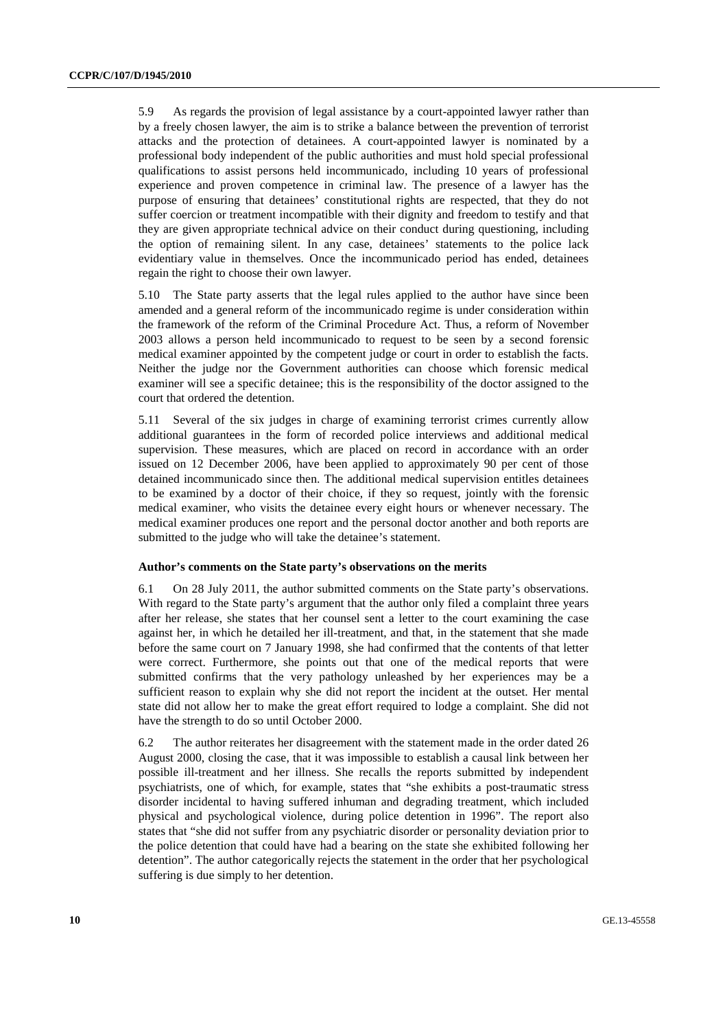5.9 As regards the provision of legal assistance by a court-appointed lawyer rather than by a freely chosen lawyer, the aim is to strike a balance between the prevention of terrorist attacks and the protection of detainees. A court-appointed lawyer is nominated by a professional body independent of the public authorities and must hold special professional qualifications to assist persons held incommunicado, including 10 years of professional experience and proven competence in criminal law. The presence of a lawyer has the purpose of ensuring that detainees' constitutional rights are respected, that they do not suffer coercion or treatment incompatible with their dignity and freedom to testify and that they are given appropriate technical advice on their conduct during questioning, including the option of remaining silent. In any case, detainees' statements to the police lack evidentiary value in themselves. Once the incommunicado period has ended, detainees regain the right to choose their own lawyer.

5.10 The State party asserts that the legal rules applied to the author have since been amended and a general reform of the incommunicado regime is under consideration within the framework of the reform of the Criminal Procedure Act. Thus, a reform of November 2003 allows a person held incommunicado to request to be seen by a second forensic medical examiner appointed by the competent judge or court in order to establish the facts. Neither the judge nor the Government authorities can choose which forensic medical examiner will see a specific detainee; this is the responsibility of the doctor assigned to the court that ordered the detention.

5.11 Several of the six judges in charge of examining terrorist crimes currently allow additional guarantees in the form of recorded police interviews and additional medical supervision. These measures, which are placed on record in accordance with an order issued on 12 December 2006, have been applied to approximately 90 per cent of those detained incommunicado since then. The additional medical supervision entitles detainees to be examined by a doctor of their choice, if they so request, jointly with the forensic medical examiner, who visits the detainee every eight hours or whenever necessary. The medical examiner produces one report and the personal doctor another and both reports are submitted to the judge who will take the detainee's statement.

**Author's comments on the State party's observations on the merits**

6.1 On 28 July 2011, the author submitted comments on the State party's observations. With regard to the State party's argument that the author only filed a complaint three years after her release, she states that her counsel sent a letter to the court examining the case against her, in which he detailed her ill-treatment, and that, in the statement that she made before the same court on 7 January 1998, she had confirmed that the contents of that letter were correct. Furthermore, she points out that one of the medical reports that were submitted confirms that the very pathology unleashed by her experiences may be a sufficient reason to explain why she did not report the incident at the outset. Her mental state did not allow her to make the great effort required to lodge a complaint. She did not have the strength to do so until October 2000.

6.2 The author reiterates her disagreement with the statement made in the order dated 26 August 2000, closing the case, that it was impossible to establish a causal link between her possible ill-treatment and her illness. She recalls the reports submitted by independent psychiatrists, one of which, for example, states that "she exhibits a post-traumatic stress disorder incidental to having suffered inhuman and degrading treatment, which included physical and psychological violence, during police detention in 1996". The report also states that "she did not suffer from any psychiatric disorder or personality deviation prior to the police detention that could have had a bearing on the state she exhibited following her detention". The author categorically rejects the statement in the order that her psychological suffering is due simply to her detention.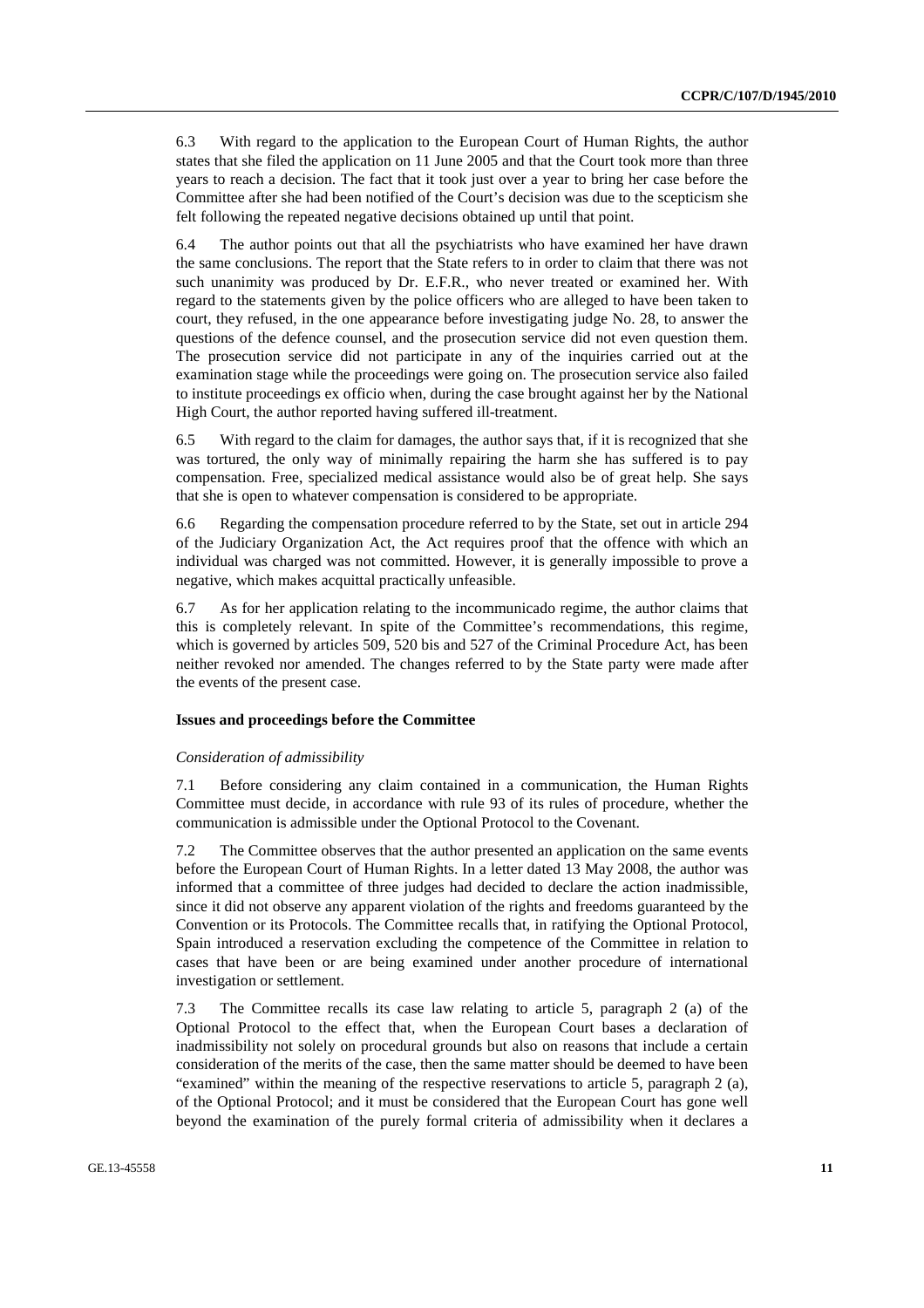6.3 With regard to the application to the European Court of Human Rights, the author states that she filed the application on 11 June 2005 and that the Court took more than three years to reach a decision. The fact that it took just over a year to bring her case before the Committee after she had been notified of the Court's decision was due to the scepticism she felt following the repeated negative decisions obtained up until that point.

6.4 The author points out that all the psychiatrists who have examined her have drawn the same conclusions. The report that the State refers to in order to claim that there was not such unanimity was produced by Dr. E.F.R., who never treated or examined her. With regard to the statements given by the police officers who are alleged to have been taken to court, they refused, in the one appearance before investigating judge No. 28, to answer the questions of the defence counsel, and the prosecution service did not even question them. The prosecution service did not participate in any of the inquiries carried out at the examination stage while the proceedings were going on. The prosecution service also failed to institute proceedings ex officio when, during the case brought against her by the National High Court, the author reported having suffered ill-treatment.

6.5 With regard to the claim for damages, the author says that, if it is recognized that she was tortured, the only way of minimally repairing the harm she has suffered is to pay compensation. Free, specialized medical assistance would also be of great help. She says that she is open to whatever compensation is considered to be appropriate.

6.6 Regarding the compensation procedure referred to by the State, set out in article 294 of the Judiciary Organization Act, the Act requires proof that the offence with which an individual was charged was not committed. However, it is generally impossible to prove a negative, which makes acquittal practically unfeasible.

6.7 As for her application relating to the incommunicado regime, the author claims that this is completely relevant. In spite of the Committee's recommendations, this regime, which is governed by articles 509, 520 bis and 527 of the Criminal Procedure Act, has been neither revoked nor amended. The changes referred to by the State party were made after the events of the present case.

### Issues and proceedings before the Committee

*Consideration of admissibility*

7.1 Before considering any claim contained in a communication, the Human Rights Committee must decide, in accordance with rule 93 of its rules of procedure, whether the communication is admissible under the Optional Protocol to the Covenant.

7.2 The Committee observes that the author presented an application on the same events before the European Court of Human Rights. In a letter dated 13 May 2008, the author was informed that a committee of three judges had decided to declare the action inadmissible, since it did not observe any apparent violation of the rights and freedoms guaranteed by the Convention or its Protocols. The Committee recalls that, in ratifying the Optional Protocol, Spain introduced a reservation excluding the competence of the Committee in relation to cases that have been or are being examined under another procedure of international investigation or settlement.

7.3 The Committee recalls its case law relating to article 5, paragraph 2 (a) of the Optional Protocol to the effect that, when the European Court bases a declaration of inadmissibility not solely on procedural grounds but also on reasons that include a certain consideration of the merits of the case, then the same matter should be deemed to have been "examined" within the meaning of the respective reservations to article 5, paragraph 2 (a), of the Optional Protocol; and it must be considered that the European Court has gone well beyond the examination of the purely formal criteria of admissibility when it declares a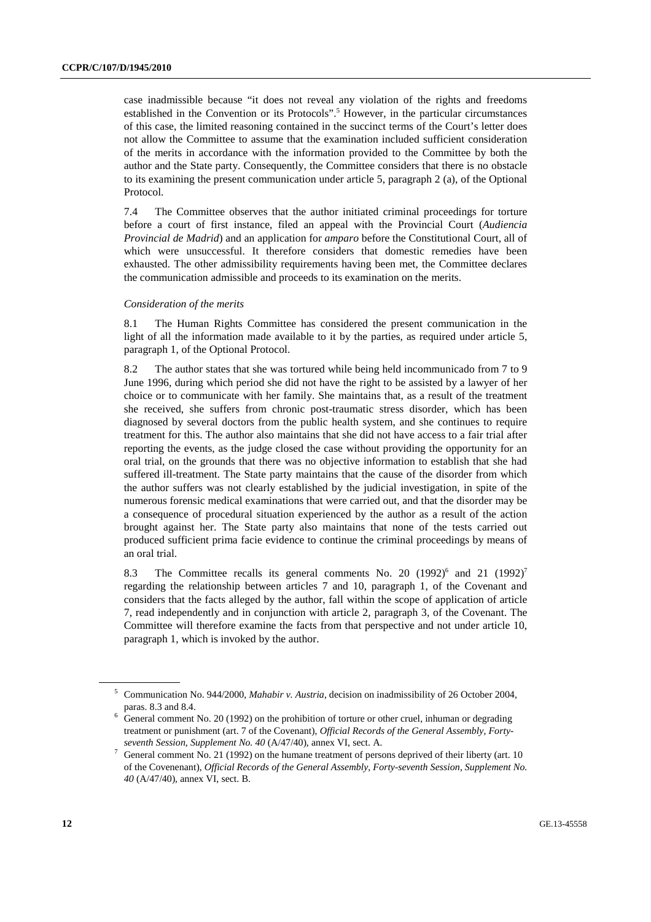case inadmissible because "it does not reveal any violation of the rights and freedoms established in the Convention or its Protocols".[5] However, in the particular circumstances of this case, the limited reasoning contained in the succinct terms of the Court's letter does not allow the Committee to assume that the examination included sufficient consideration of the merits in accordance with the information provided to the Committee by both the author and the State party. Consequently, the Committee considers that there is no obstacle to its examining the present communication under article 5, paragraph 2 (a), of the Optional Protocol.

7.4 The Committee observes that the author initiated criminal proceedings for torture before a court of first instance, filed an appeal with the Provincial Court (*Audiencia Provincial de Madrid*) and an application for *amparo* before the Constitutional Court, all of which were unsuccessful. It therefore considers that domestic remedies have been exhausted. The other admissibility requirements having been met, the Committee declares the communication admissible and proceeds to its examination on the merits.

*Consideration of the merits*

8.1 The Human Rights Committee has considered the present communication in the light of all the information made available to it by the parties, as required under article 5, paragraph 1, of the Optional Protocol.

8.2 The author states that she was tortured while being held incommunicado from 7 to 9 June 1996, during which period she did not have the right to be assisted by a lawyer of her choice or to communicate with her family. She maintains that, as a result of the treatment she received, she suffers from chronic post-traumatic stress disorder, which has been diagnosed by several doctors from the public health system, and she continues to require treatment for this. The author also maintains that she did not have access to a fair trial after reporting the events, as the judge closed the case without providing the opportunity for an oral trial, on the grounds that there was no objective information to establish that she had suffered ill-treatment. The State party maintains that the cause of the disorder from which the author suffers was not clearly established by the judicial investigation, in spite of the numerous forensic medical examinations that were carried out, and that the disorder may be a consequence of procedural situation experienced by the author as a result of the action brought against her. The State party also maintains that none of the tests carried out produced sufficient prima facie evidence to continue the criminal proceedings by means of an oral trial.

8.3 The Committee recalls its general comments No. 20 (1992)[6] and 21 (1992)[7] regarding the relationship between articles 7 and 10, paragraph 1, of the Covenant and considers that the facts alleged by the author, fall within the scope of application of article 7, read independently and in conjunction with article 2, paragraph 3, of the Covenant. The Committee will therefore examine the facts from that perspective and not under article 10, paragraph 1, which is invoked by the author.

---

[5] Communication No. 944/2000, *Mahabir v. Austria*, decision on inadmissibility of 26 October 2004, paras. 8.3 and 8.4.

[6] General comment No. 20 (1992) on the prohibition of torture or other cruel, inhuman or degrading treatment or punishment (art. 7 of the Covenant), *Official Records of the General Assembly, Forty-seventh Session, Supplement No. 40* (A/47/40), annex VI, sect. A.

[7] General comment No. 21 (1992) on the humane treatment of persons deprived of their liberty (art. 10 of the Covenenant), *Official Records of the General Assembly, Forty-seventh Session, Supplement No. 40* (A/47/40), annex VI, sect. B.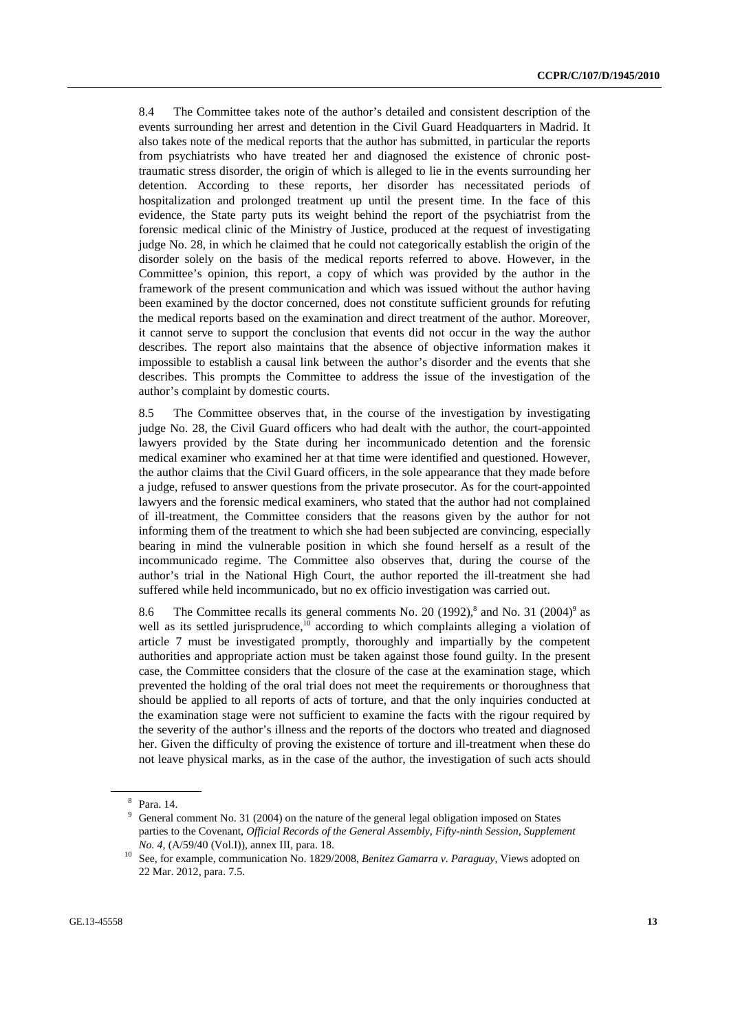8.4 The Committee takes note of the author's detailed and consistent description of the events surrounding her arrest and detention in the Civil Guard Headquarters in Madrid. It also takes note of the medical reports that the author has submitted, in particular the reports from psychiatrists who have treated her and diagnosed the existence of chronic post-traumatic stress disorder, the origin of which is alleged to lie in the events surrounding her detention. According to these reports, her disorder has necessitated periods of hospitalization and prolonged treatment up until the present time. In the face of this evidence, the State party puts its weight behind the report of the psychiatrist from the forensic medical clinic of the Ministry of Justice, produced at the request of investigating judge No. 28, in which he claimed that he could not categorically establish the origin of the disorder solely on the basis of the medical reports referred to above. However, in the Committee's opinion, this report, a copy of which was provided by the author in the framework of the present communication and which was issued without the author having been examined by the doctor concerned, does not constitute sufficient grounds for refuting the medical reports based on the examination and direct treatment of the author. Moreover, it cannot serve to support the conclusion that events did not occur in the way the author describes. The report also maintains that the absence of objective information makes it impossible to establish a causal link between the author's disorder and the events that she describes. This prompts the Committee to address the issue of the investigation of the author's complaint by domestic courts.

8.5 The Committee observes that, in the course of the investigation by investigating judge No. 28, the Civil Guard officers who had dealt with the author, the court-appointed lawyers provided by the State during her incommunicado detention and the forensic medical examiner who examined her at that time were identified and questioned. However, the author claims that the Civil Guard officers, in the sole appearance that they made before a judge, refused to answer questions from the private prosecutor. As for the court-appointed lawyers and the forensic medical examiners, who stated that the author had not complained of ill-treatment, the Committee considers that the reasons given by the author for not informing them of the treatment to which she had been subjected are convincing, especially bearing in mind the vulnerable position in which she found herself as a result of the incommunicado regime. The Committee also observes that, during the course of the author's trial in the National High Court, the author reported the ill-treatment she had suffered while held incommunicado, but no ex officio investigation was carried out.

8.6 The Committee recalls its general comments No. 20 (1992),[8] and No. 31 (2004)[9] as well as its settled jurisprudence,[10] according to which complaints alleging a violation of article 7 must be investigated promptly, thoroughly and impartially by the competent authorities and appropriate action must be taken against those found guilty. In the present case, the Committee considers that the closure of the case at the examination stage, which prevented the holding of the oral trial does not meet the requirements or thoroughness that should be applied to all reports of acts of torture, and that the only inquiries conducted at the examination stage were not sufficient to examine the facts with the rigour required by the severity of the author's illness and the reports of the doctors who treated and diagnosed her. Given the difficulty of proving the existence of torture and ill-treatment when these do not leave physical marks, as in the case of the author, the investigation of such acts should

---

[8] Para. 14.

[9] General comment No. 31 (2004) on the nature of the general legal obligation imposed on States parties to the Covenant, *Official Records of the General Assembly, Fifty-ninth Session, Supplement No. 4,* (A/59/40 (Vol.I)), annex III, para. 18.

[10] See, for example, communication No. 1829/2008, *Benitez Gamarra v. Paraguay,* Views adopted on 22 Mar. 2012, para. 7.5.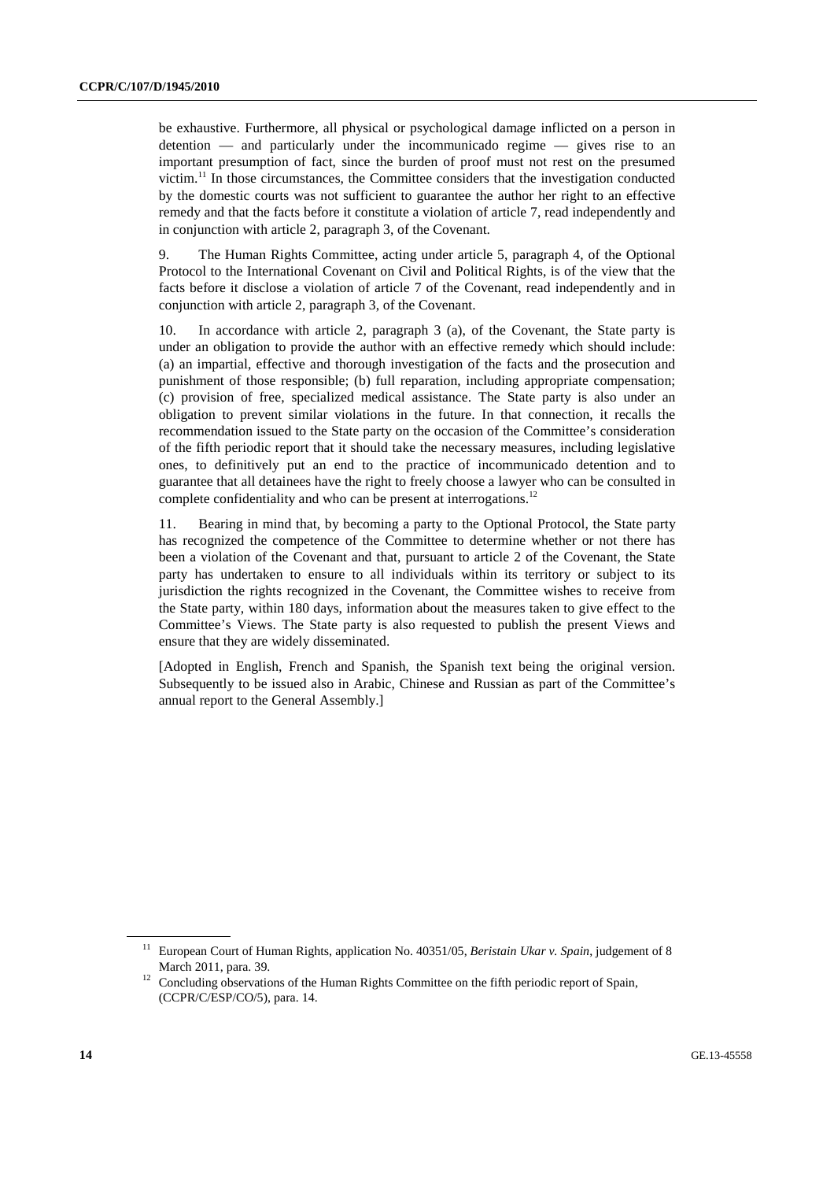be exhaustive. Furthermore, all physical or psychological damage inflicted on a person in detention — and particularly under the incommunicado regime — gives rise to an important presumption of fact, since the burden of proof must not rest on the presumed victim.[11] In those circumstances, the Committee considers that the investigation conducted by the domestic courts was not sufficient to guarantee the author her right to an effective remedy and that the facts before it constitute a violation of article 7, read independently and in conjunction with article 2, paragraph 3, of the Covenant.

9. The Human Rights Committee, acting under article 5, paragraph 4, of the Optional Protocol to the International Covenant on Civil and Political Rights, is of the view that the facts before it disclose a violation of article 7 of the Covenant, read independently and in conjunction with article 2, paragraph 3, of the Covenant.

10. In accordance with article 2, paragraph 3 (a), of the Covenant, the State party is under an obligation to provide the author with an effective remedy which should include: (a) an impartial, effective and thorough investigation of the facts and the prosecution and punishment of those responsible; (b) full reparation, including appropriate compensation; (c) provision of free, specialized medical assistance. The State party is also under an obligation to prevent similar violations in the future. In that connection, it recalls the recommendation issued to the State party on the occasion of the Committee's consideration of the fifth periodic report that it should take the necessary measures, including legislative ones, to definitively put an end to the practice of incommunicado detention and to guarantee that all detainees have the right to freely choose a lawyer who can be consulted in complete confidentiality and who can be present at interrogations.[12]

11. Bearing in mind that, by becoming a party to the Optional Protocol, the State party has recognized the competence of the Committee to determine whether or not there has been a violation of the Covenant and that, pursuant to article 2 of the Covenant, the State party has undertaken to ensure to all individuals within its territory or subject to its jurisdiction the rights recognized in the Covenant, the Committee wishes to receive from the State party, within 180 days, information about the measures taken to give effect to the Committee's Views. The State party is also requested to publish the present Views and ensure that they are widely disseminated.

[Adopted in English, French and Spanish, the Spanish text being the original version. Subsequently to be issued also in Arabic, Chinese and Russian as part of the Committee's annual report to the General Assembly.]

---

[11] European Court of Human Rights, application No. 40351/05, *Beristain Ukar v. Spain*, judgement of 8 March 2011, para. 39.

[12] Concluding observations of the Human Rights Committee on the fifth periodic report of Spain, (CCPR/C/ESP/CO/5), para. 14.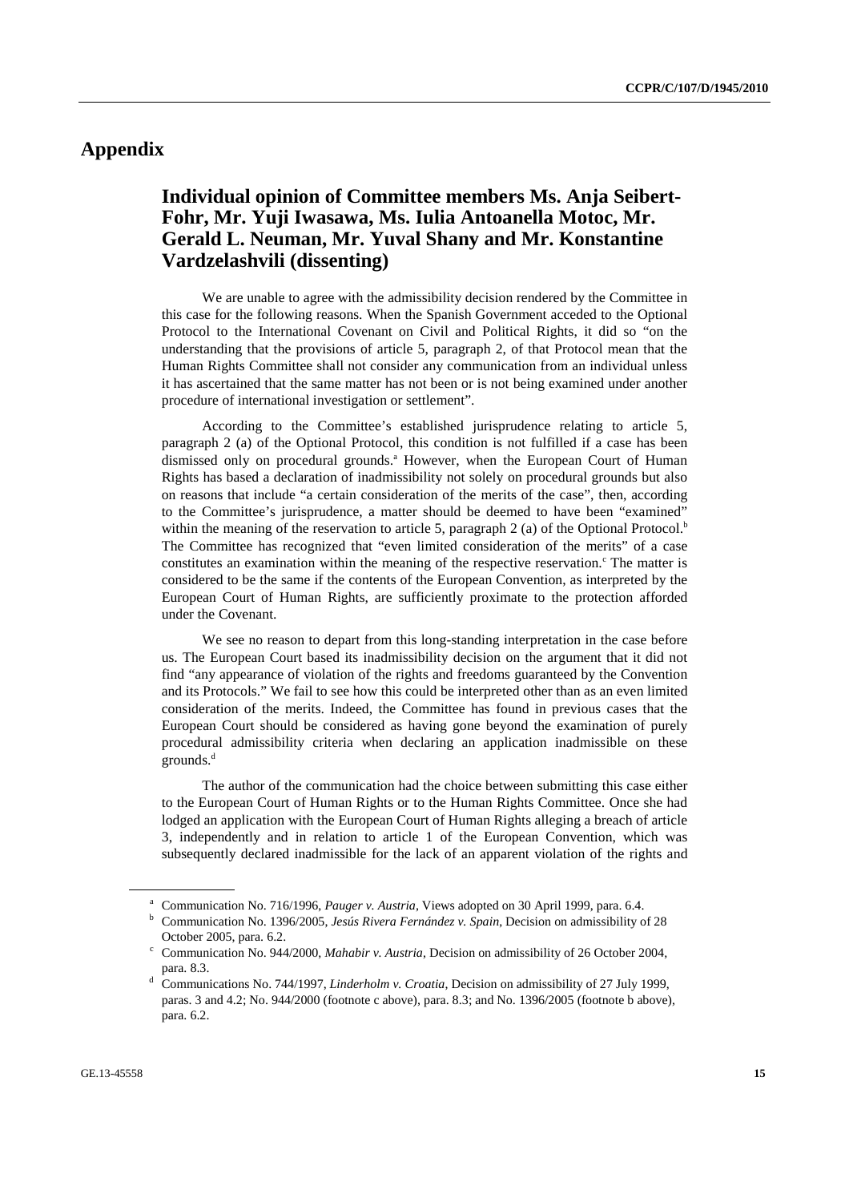# Appendix

## Individual opinion of Committee members Ms. Anja Seibert-Fohr, Mr. Yuji Iwasawa, Ms. Iulia Antoanella Motoc, Mr. Gerald L. Neuman, Mr. Yuval Shany and Mr. Konstantine Vardzelashvili (dissenting)

We are unable to agree with the admissibility decision rendered by the Committee in this case for the following reasons. When the Spanish Government acceded to the Optional Protocol to the International Covenant on Civil and Political Rights, it did so "on the understanding that the provisions of article 5, paragraph 2, of that Protocol mean that the Human Rights Committee shall not consider any communication from an individual unless it has ascertained that the same matter has not been or is not being examined under another procedure of international investigation or settlement".

According to the Committee's established jurisprudence relating to article 5, paragraph 2 (a) of the Optional Protocol, this condition is not fulfilled if a case has been dismissed only on procedural grounds.[a] However, when the European Court of Human Rights has based a declaration of inadmissibility not solely on procedural grounds but also on reasons that include "a certain consideration of the merits of the case", then, according to the Committee's jurisprudence, a matter should be deemed to have been "examined" within the meaning of the reservation to article 5, paragraph 2 (a) of the Optional Protocol.[b] The Committee has recognized that "even limited consideration of the merits" of a case constitutes an examination within the meaning of the respective reservation.[c] The matter is considered to be the same if the contents of the European Convention, as interpreted by the European Court of Human Rights, are sufficiently proximate to the protection afforded under the Covenant.

We see no reason to depart from this long-standing interpretation in the case before us. The European Court based its inadmissibility decision on the argument that it did not find "any appearance of violation of the rights and freedoms guaranteed by the Convention and its Protocols." We fail to see how this could be interpreted other than as an even limited consideration of the merits. Indeed, the Committee has found in previous cases that the European Court should be considered as having gone beyond the examination of purely procedural admissibility criteria when declaring an application inadmissible on these grounds.[d]

The author of the communication had the choice between submitting this case either to the European Court of Human Rights or to the Human Rights Committee. Once she had lodged an application with the European Court of Human Rights alleging a breach of article 3, independently and in relation to article 1 of the European Convention, which was subsequently declared inadmissible for the lack of an apparent violation of the rights and

---

[a] Communication No. 716/1996, *Pauger v. Austria*, Views adopted on 30 April 1999, para. 6.4.

[b] Communication No. 1396/2005, *Jesús Rivera Fernández v. Spain*, Decision on admissibility of 28 October 2005, para. 6.2.

[c] Communication No. 944/2000, *Mahabir v. Austria*, Decision on admissibility of 26 October 2004, para. 8.3.

[d] Communications No. 744/1997, *Linderholm v. Croatia*, Decision on admissibility of 27 July 1999, paras. 3 and 4.2; No. 944/2000 (footnote c above), para. 8.3; and No. 1396/2005 (footnote b above), para. 6.2.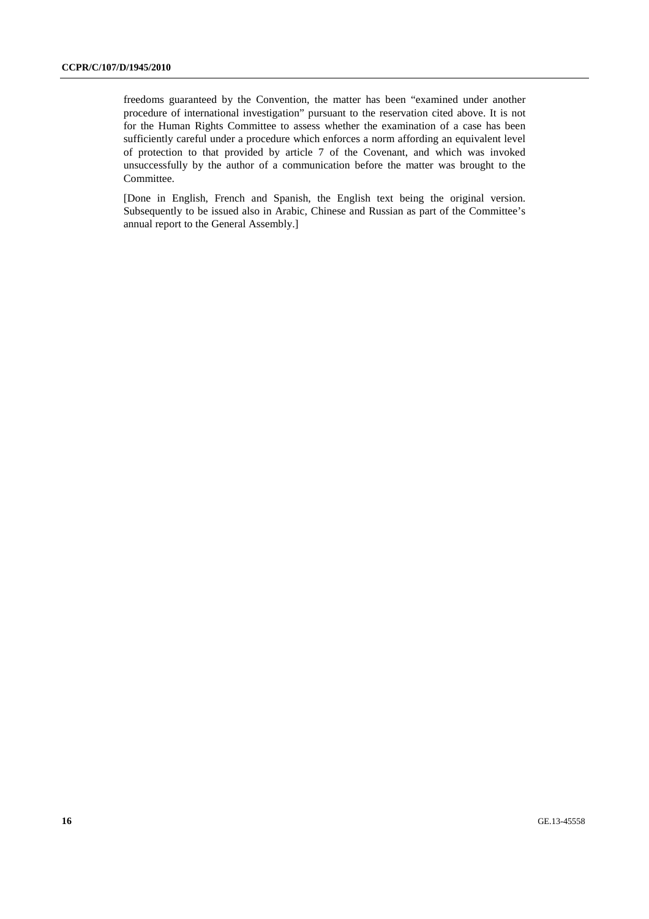freedoms guaranteed by the Convention, the matter has been "examined under another procedure of international investigation" pursuant to the reservation cited above. It is not for the Human Rights Committee to assess whether the examination of a case has been sufficiently careful under a procedure which enforces a norm affording an equivalent level of protection to that provided by article 7 of the Covenant, and which was invoked unsuccessfully by the author of a communication before the matter was brought to the Committee.

[Done in English, French and Spanish, the English text being the original version. Subsequently to be issued also in Arabic, Chinese and Russian as part of the Committee's annual report to the General Assembly.]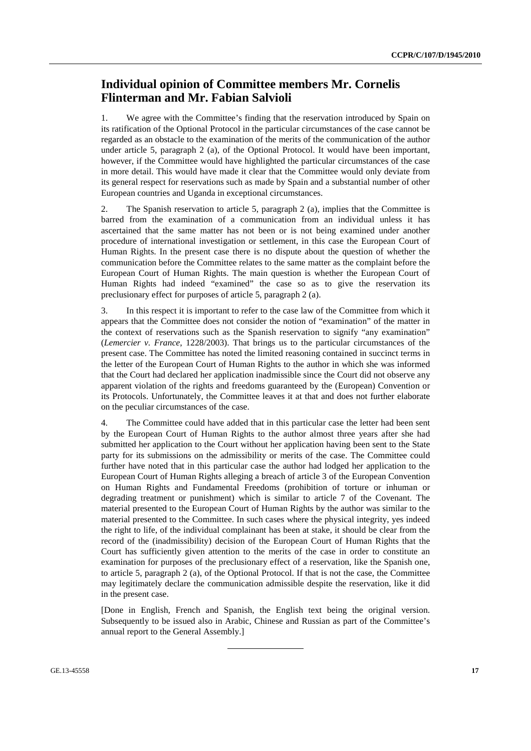## Individual opinion of Committee members Mr. Cornelis Flinterman and Mr. Fabian Salvioli

1. We agree with the Committee's finding that the reservation introduced by Spain on its ratification of the Optional Protocol in the particular circumstances of the case cannot be regarded as an obstacle to the examination of the merits of the communication of the author under article 5, paragraph 2 (a), of the Optional Protocol. It would have been important, however, if the Committee would have highlighted the particular circumstances of the case in more detail. This would have made it clear that the Committee would only deviate from its general respect for reservations such as made by Spain and a substantial number of other European countries and Uganda in exceptional circumstances.

2. The Spanish reservation to article 5, paragraph 2 (a), implies that the Committee is barred from the examination of a communication from an individual unless it has ascertained that the same matter has not been or is not being examined under another procedure of international investigation or settlement, in this case the European Court of Human Rights. In the present case there is no dispute about the question of whether the communication before the Committee relates to the same matter as the complaint before the European Court of Human Rights. The main question is whether the European Court of Human Rights had indeed "examined" the case so as to give the reservation its preclusionary effect for purposes of article 5, paragraph 2 (a).

3. In this respect it is important to refer to the case law of the Committee from which it appears that the Committee does not consider the notion of "examination" of the matter in the context of reservations such as the Spanish reservation to signify "any examination" (*Lemercier v. France*, 1228/2003). That brings us to the particular circumstances of the present case. The Committee has noted the limited reasoning contained in succinct terms in the letter of the European Court of Human Rights to the author in which she was informed that the Court had declared her application inadmissible since the Court did not observe any apparent violation of the rights and freedoms guaranteed by the (European) Convention or its Protocols. Unfortunately, the Committee leaves it at that and does not further elaborate on the peculiar circumstances of the case.

4. The Committee could have added that in this particular case the letter had been sent by the European Court of Human Rights to the author almost three years after she had submitted her application to the Court without her application having been sent to the State party for its submissions on the admissibility or merits of the case. The Committee could further have noted that in this particular case the author had lodged her application to the European Court of Human Rights alleging a breach of article 3 of the European Convention on Human Rights and Fundamental Freedoms (prohibition of torture or inhuman or degrading treatment or punishment) which is similar to article 7 of the Covenant. The material presented to the European Court of Human Rights by the author was similar to the material presented to the Committee. In such cases where the physical integrity, yes indeed the right to life, of the individual complainant has been at stake, it should be clear from the record of the (inadmissibility) decision of the European Court of Human Rights that the Court has sufficiently given attention to the merits of the case in order to constitute an examination for purposes of the preclusionary effect of a reservation, like the Spanish one, to article 5, paragraph 2 (a), of the Optional Protocol. If that is not the case, the Committee may legitimately declare the communication admissible despite the reservation, like it did in the present case.

[Done in English, French and Spanish, the English text being the original version. Subsequently to be issued also in Arabic, Chinese and Russian as part of the Committee's annual report to the General Assembly.]